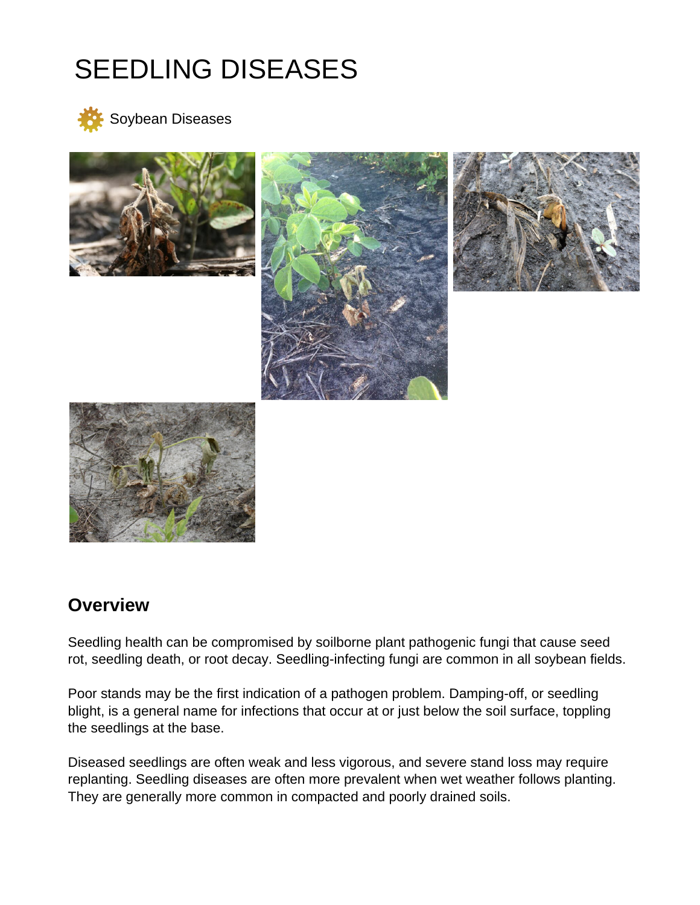# SEEDLING DISEASES

Soybean Diseases

## Overview

Seedling health can be compromised by soilborne plant pathogenic fungi that cause seed rot, seedling death, or root decay. Seedling-infecting fungi are common in all soybean fields.

Poor stands may be the first indication of a pathogen problem. Damping-off, or seedling blight, is a general name for infections that occur at or just below the soil surface, toppling the seedlings at the base.

Diseased seedlings are often weak and less vigorous, and severe stand loss may require replanting. Seedling diseases are often more prevalent when wet weather follows planting. They are generally more common in compacted and poorly drained soils.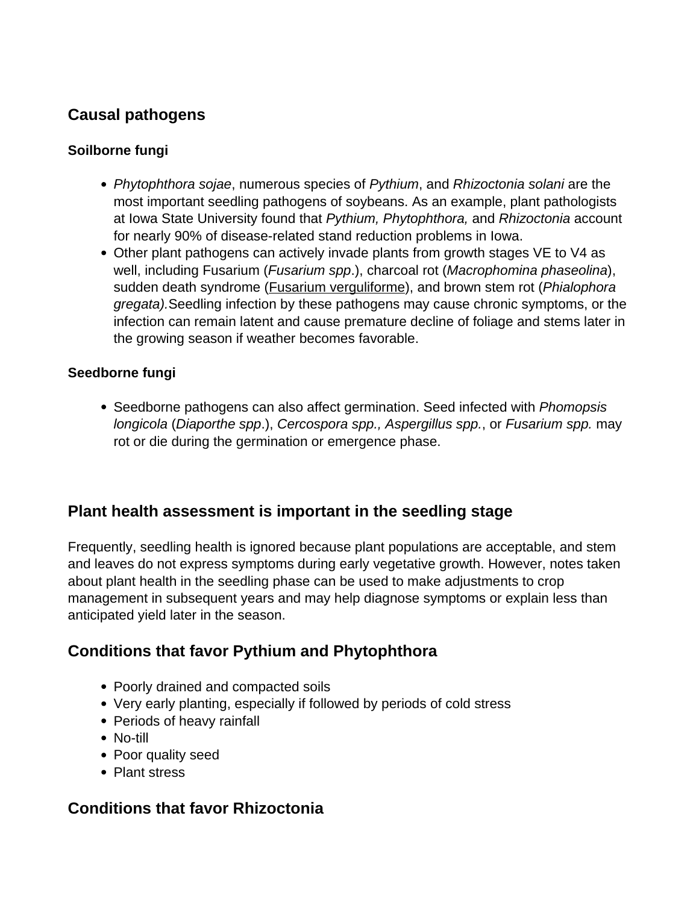## Causal pathogens

#### Soilborne fungi

- *Phytophthora sojae*, numerous species of *Pythium*, and *Rhizoctonia solani* are the most important seedling pathogens of soybeans. As an example, plant pathologists at Iowa State University found that *Pythium, Phytophthora,* and *Rhizoctonia* account for nearly 90% of disease-related stand reduction problems in Iowa.
- Other plant pathogens can actively invade plants from growth stages VE to V4 as well, including Fusarium (*Fusarium spp*.), charcoal rot (*Macrophomina phaseolina*), sudden death syndrome (Fusarium verguliforme), and brown stem rot (*Phialophora gregata).*Seedling infection by these pathogens may cause chronic symptoms, or the infection can remain latent and cause premature decline of foliage and stems later in the growing season if weather becomes favorable.

#### Seedborne fungi

- Seedborne pathogens can also affect germination. Seed infected with *Phomopsis longicola* (*Diaporthe spp*.), *Cercospora spp., Aspergillus spp.*, or *Fusarium spp.* may rot or die during the germination or emergence phase.

## Plant health assessment is important in the seedling stage

Frequently, seedling health is ignored because plant populations are acceptable, and stem and leaves do not express symptoms during early vegetative growth. However, notes taken about plant health in the seedling phase can be used to make adjustments to crop management in subsequent years and may help diagnose symptoms or explain less than anticipated yield later in the season.

## Conditions that favor Pythium and Phytophthora

- Poorly drained and compacted soils
- Very early planting, especially if followed by periods of cold stress
- Periods of heavy rainfall
- No-till
- Poor quality seed
- Plant stress

## Conditions that favor Rhizoctonia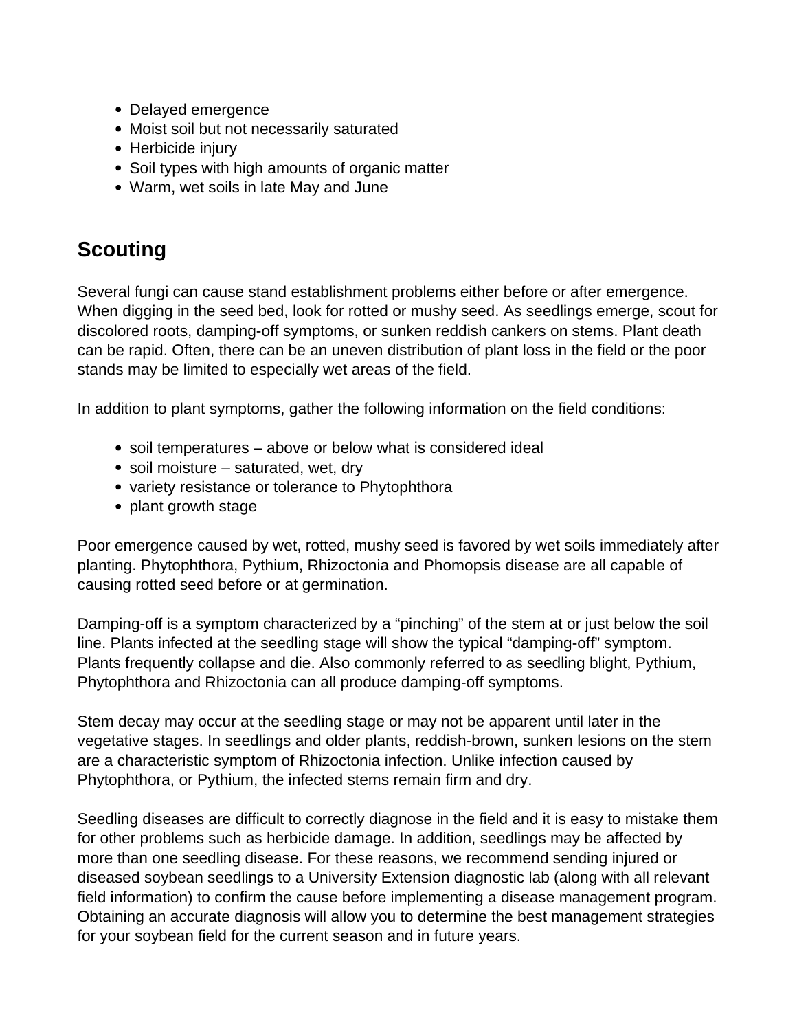- Delayed emergence
- Moist soil but not necessarily saturated
- Herbicide injury
- Soil types with high amounts of organic matter
- Warm, wet soils in late May and June

## Scouting

Several fungi can cause stand establishment problems either before or after emergence. When digging in the seed bed, look for rotted or mushy seed. As seedlings emerge, scout for discolored roots, damping-off symptoms, or sunken reddish cankers on stems. Plant death can be rapid. Often, there can be an uneven distribution of plant loss in the field or the poor stands may be limited to especially wet areas of the field.

In addition to plant symptoms, gather the following information on the field conditions:

- soil temperatures – above or below what is considered ideal
- soil moisture – saturated, wet, dry
- variety resistance or tolerance to Phytophthora
- plant growth stage

Poor emergence caused by wet, rotted, mushy seed is favored by wet soils immediately after planting. Phytophthora, Pythium, Rhizoctonia and Phomopsis disease are all capable of causing rotted seed before or at germination.

Damping-off is a symptom characterized by a "pinching" of the stem at or just below the soil line. Plants infected at the seedling stage will show the typical "damping-off" symptom. Plants frequently collapse and die. Also commonly referred to as seedling blight, Pythium, Phytophthora and Rhizoctonia can all produce damping-off symptoms.

Stem decay may occur at the seedling stage or may not be apparent until later in the vegetative stages. In seedlings and older plants, reddish-brown, sunken lesions on the stem are a characteristic symptom of Rhizoctonia infection. Unlike infection caused by Phytophthora, or Pythium, the infected stems remain firm and dry.

Seedling diseases are difficult to correctly diagnose in the field and it is easy to mistake them for other problems such as herbicide damage. In addition, seedlings may be affected by more than one seedling disease. For these reasons, we recommend sending injured or diseased soybean seedlings to a University Extension diagnostic lab (along with all relevant field information) to confirm the cause before implementing a disease management program. Obtaining an accurate diagnosis will allow you to determine the best management strategies for your soybean field for the current season and in future years.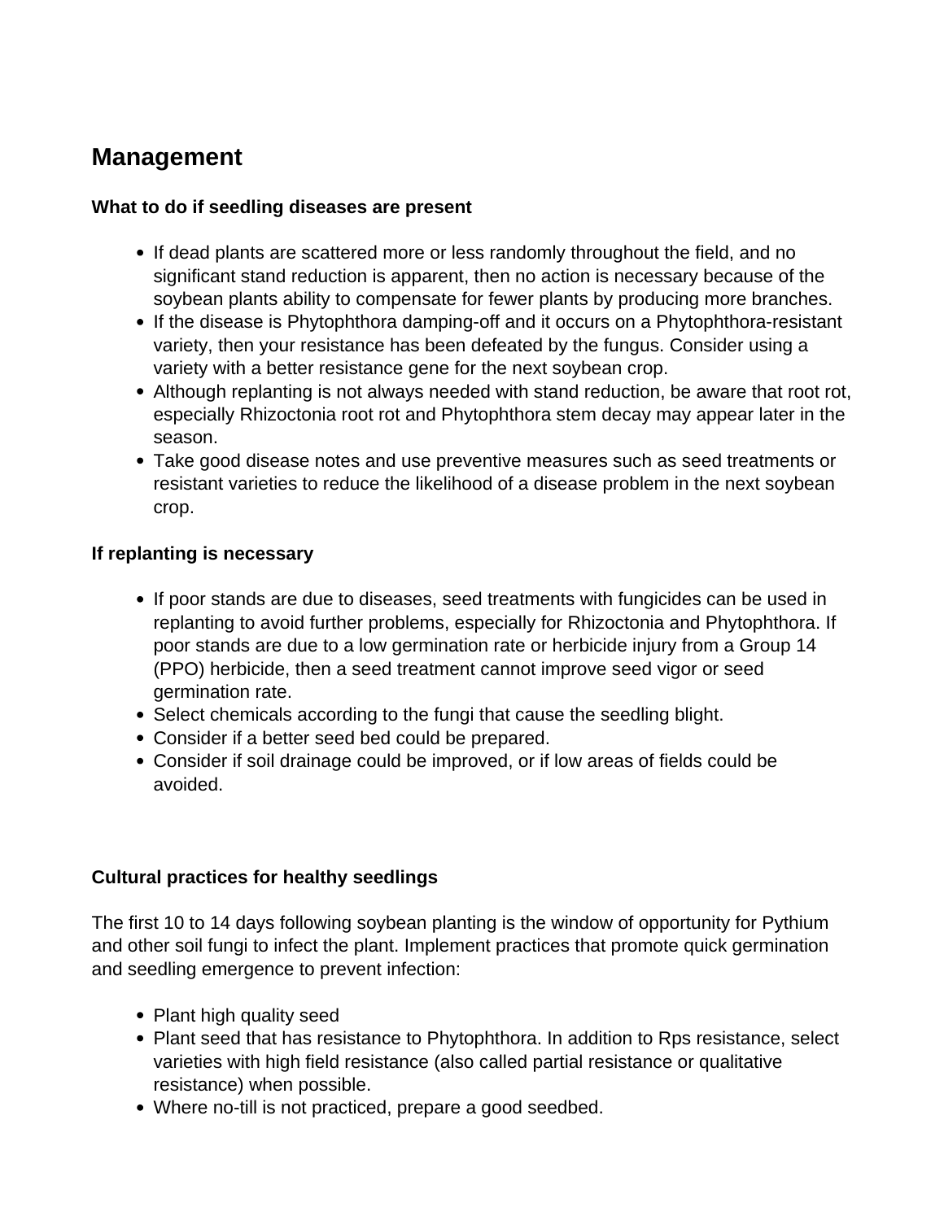## Management

**What to do if seedling diseases are present**

- If dead plants are scattered more or less randomly throughout the field, and no significant stand reduction is apparent, then no action is necessary because of the soybean plants ability to compensate for fewer plants by producing more branches.
- If the disease is Phytophthora damping-off and it occurs on a Phytophthora-resistant variety, then your resistance has been defeated by the fungus. Consider using a variety with a better resistance gene for the next soybean crop.
- Although replanting is not always needed with stand reduction, be aware that root rot, especially Rhizoctonia root rot and Phytophthora stem decay may appear later in the season.
- Take good disease notes and use preventive measures such as seed treatments or resistant varieties to reduce the likelihood of a disease problem in the next soybean crop.

**If replanting is necessary**

- If poor stands are due to diseases, seed treatments with fungicides can be used in replanting to avoid further problems, especially for Rhizoctonia and Phytophthora. If poor stands are due to a low germination rate or herbicide injury from a Group 14 (PPO) herbicide, then a seed treatment cannot improve seed vigor or seed germination rate.
- Select chemicals according to the fungi that cause the seedling blight.
- Consider if a better seed bed could be prepared.
- Consider if soil drainage could be improved, or if low areas of fields could be avoided.

**Cultural practices for healthy seedlings**

The first 10 to 14 days following soybean planting is the window of opportunity for Pythium and other soil fungi to infect the plant. Implement practices that promote quick germination and seedling emergence to prevent infection:

- Plant high quality seed
- Plant seed that has resistance to Phytophthora. In addition to Rps resistance, select varieties with high field resistance (also called partial resistance or qualitative resistance) when possible.
- Where no-till is not practiced, prepare a good seedbed.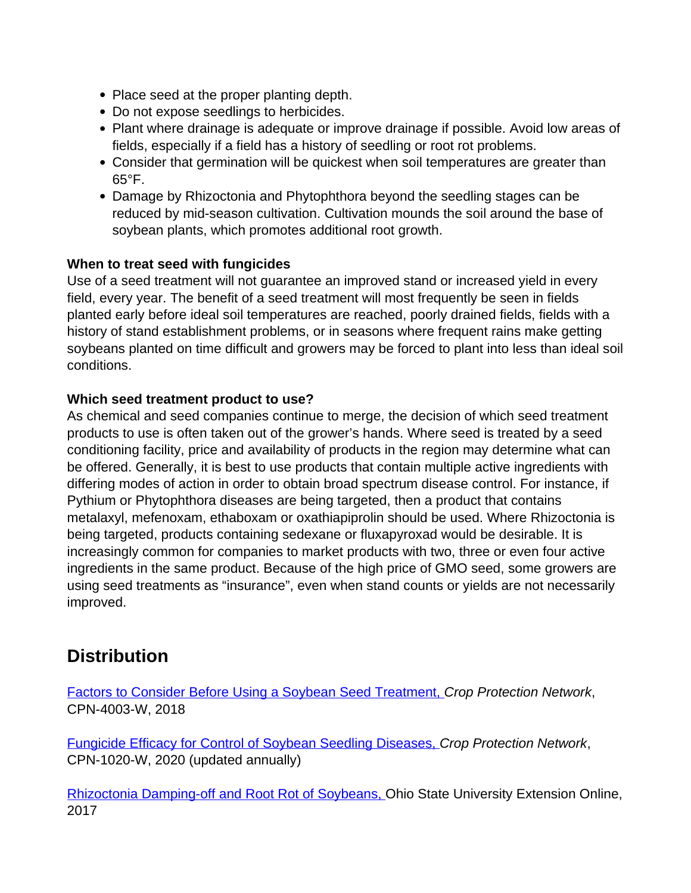- Place seed at the proper planting depth.
- Do not expose seedlings to herbicides.
- Plant where drainage is adequate or improve drainage if possible. Avoid low areas of fields, especially if a field has a history of seedling or root rot problems.
- Consider that germination will be quickest when soil temperatures are greater than 65°F.
- Damage by Rhizoctonia and Phytophthora beyond the seedling stages can be reduced by mid-season cultivation. Cultivation mounds the soil around the base of soybean plants, which promotes additional root growth.

**When to treat seed with fungicides**

Use of a seed treatment will not guarantee an improved stand or increased yield in every field, every year. The benefit of a seed treatment will most frequently be seen in fields planted early before ideal soil temperatures are reached, poorly drained fields, fields with a history of stand establishment problems, or in seasons where frequent rains make getting soybeans planted on time difficult and growers may be forced to plant into less than ideal soil conditions.

**Which seed treatment product to use?**

As chemical and seed companies continue to merge, the decision of which seed treatment products to use is often taken out of the grower's hands. Where seed is treated by a seed conditioning facility, price and availability of products in the region may determine what can be offered. Generally, it is best to use products that contain multiple active ingredients with differing modes of action in order to obtain broad spectrum disease control. For instance, if Pythium or Phytophthora diseases are being targeted, then a product that contains metalaxyl, mefenoxam, ethaboxam or oxathiapiprolin should be used. Where Rhizoctonia is being targeted, products containing sedexane or fluxapyroxad would be desirable. It is increasingly common for companies to market products with two, three or even four active ingredients in the same product. Because of the high price of GMO seed, some growers are using seed treatments as "insurance", even when stand counts or yields are not necessarily improved.

## Distribution

Factors to Consider Before Using a Soybean Seed Treatment, *Crop Protection Network*, CPN-4003-W, 2018

Fungicide Efficacy for Control of Soybean Seedling Diseases, *Crop Protection Network*, CPN-1020-W, 2020 (updated annually)

Rhizoctonia Damping-off and Root Rot of Soybeans, Ohio State University Extension Online, 2017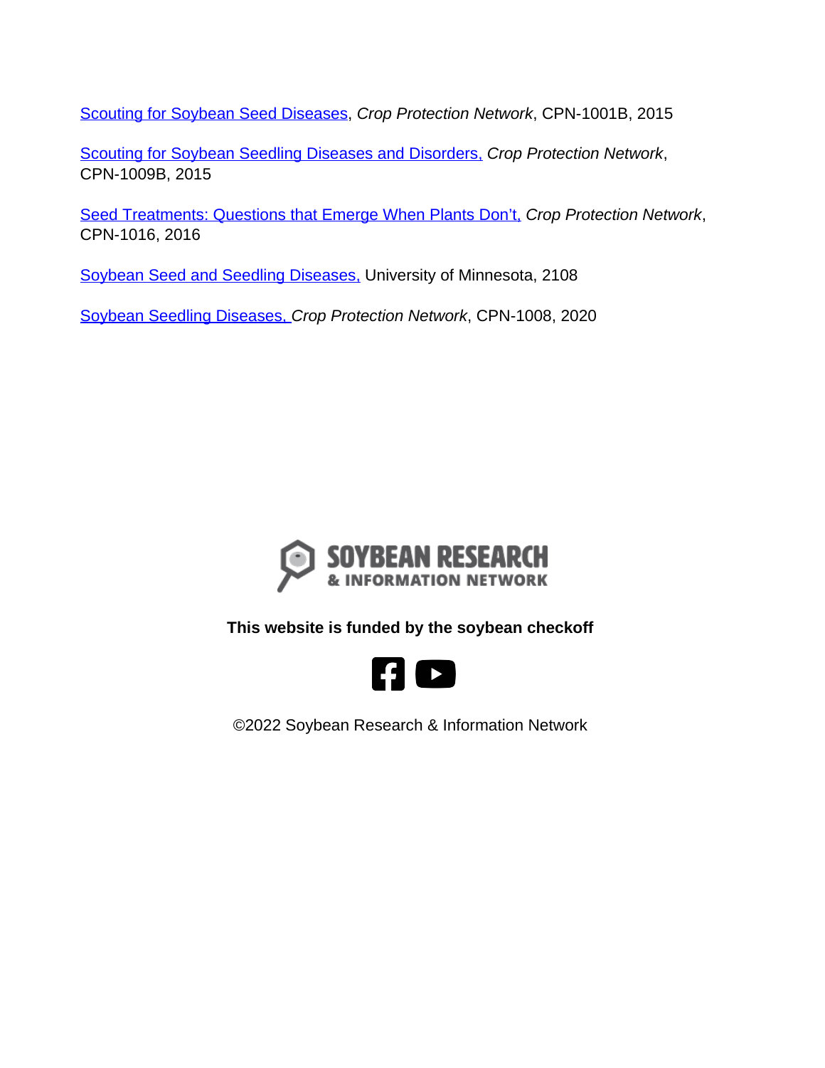Scouting for Soybean Seed Diseases, *Crop Protection Network*, CPN-1001B, 2015

Scouting for Soybean Seedling Diseases and Disorders, *Crop Protection Network*, CPN-1009B, 2015

Seed Treatments: Questions that Emerge When Plants Don't, *Crop Protection Network*, CPN-1016, 2016

Soybean Seed and Seedling Diseases, University of Minnesota, 2108

Soybean Seedling Diseases, *Crop Protection Network*, CPN-1008, 2020

SOYBEAN RESEARCH & INFORMATION NETWORK

**This website is funded by the soybean checkoff**

©2022 Soybean Research & Information Network